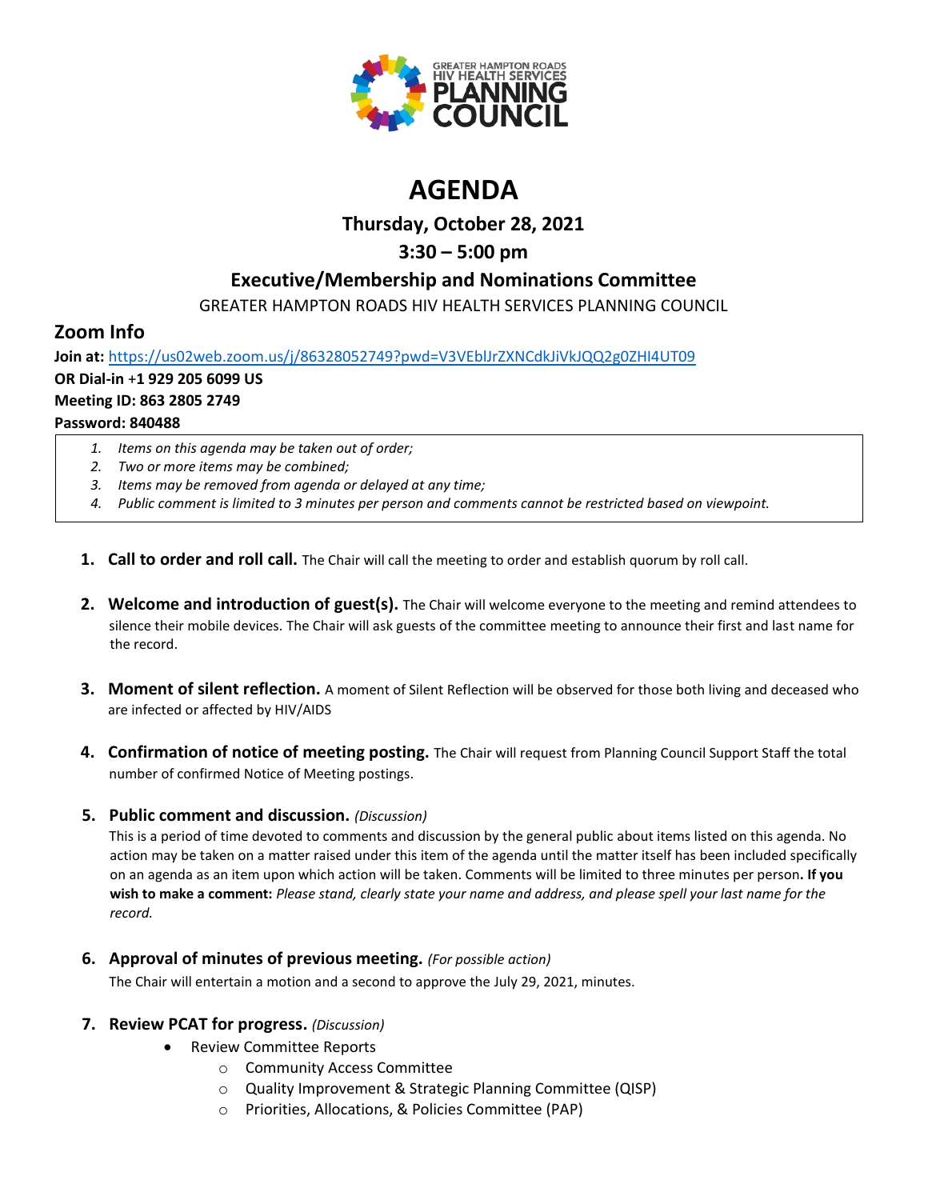# AGENDA

## Thursday, October 28, 2021

## 3:30 – 5:00 pm

## Executive/Membership and Nominations Committee

GREATER HAMPTON ROADS HIV HEALTH SERVICES PLANNING COUNCIL

## Zoom Info

**Join at:** https://us02web.zoom.us/j/86328052749?pwd=V3VEblJrZXNCdkJiVkJQQ2g0ZHI4UT09
**OR Dial-in +1 929 205 6099 US**
**Meeting ID: 863 2805 2749**
**Password: 840488**

1. *Items on this agenda may be taken out of order;*
2. *Two or more items may be combined;*
3. *Items may be removed from agenda or delayed at any time;*
4. *Public comment is limited to 3 minutes per person and comments cannot be restricted based on viewpoint.*

1. **Call to order and roll call.** The Chair will call the meeting to order and establish quorum by roll call.

2. **Welcome and introduction of guest(s).** The Chair will welcome everyone to the meeting and remind attendees to silence their mobile devices. The Chair will ask guests of the committee meeting to announce their first and last name for the record.

3. **Moment of silent reflection.** A moment of Silent Reflection will be observed for those both living and deceased who are infected or affected by HIV/AIDS

4. **Confirmation of notice of meeting posting.** The Chair will request from Planning Council Support Staff the total number of confirmed Notice of Meeting postings.

5. **Public comment and discussion.** *(Discussion)*
   This is a period of time devoted to comments and discussion by the general public about items listed on this agenda. No action may be taken on a matter raised under this item of the agenda until the matter itself has been included specifically on an agenda as an item upon which action will be taken. Comments will be limited to three minutes per person**. If you wish to make a comment:** *Please stand, clearly state your name and address, and please spell your last name for the record.*

6. **Approval of minutes of previous meeting.** *(For possible action)*
   The Chair will entertain a motion and a second to approve the July 29, 2021, minutes.

7. **Review PCAT for progress.** *(Discussion)*
   - Review Committee Reports
     - Community Access Committee
     - Quality Improvement & Strategic Planning Committee (QISP)
     - Priorities, Allocations, & Policies Committee (PAP)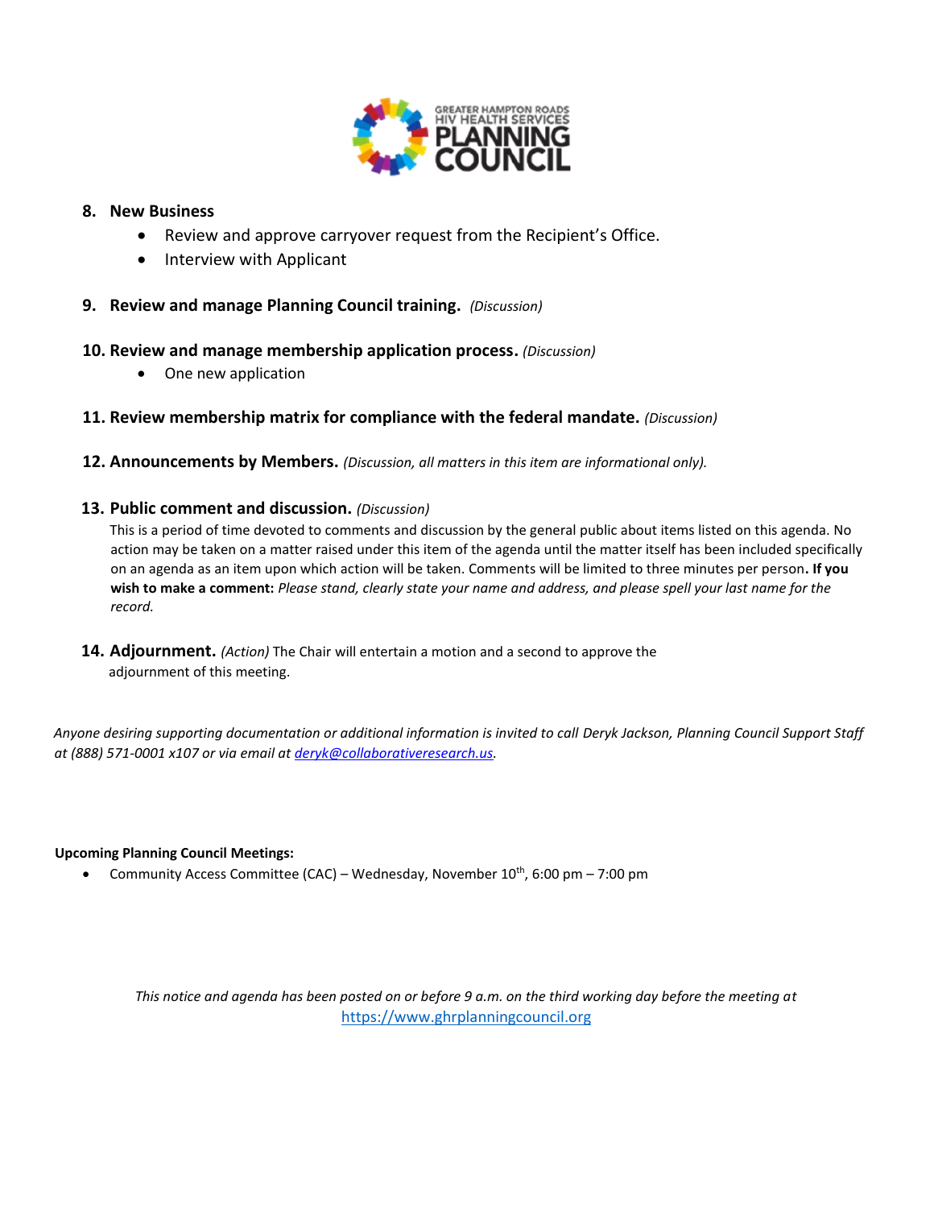8. **New Business**
   - Review and approve carryover request from the Recipient's Office.
   - Interview with Applicant

9. **Review and manage Planning Council training.** *(Discussion)*

10. **Review and manage membership application process.** *(Discussion)*
    - One new application

11. **Review membership matrix for compliance with the federal mandate.** *(Discussion)*

12. **Announcements by Members.** *(Discussion, all matters in this item are informational only).*

13. **Public comment and discussion.** *(Discussion)*
    This is a period of time devoted to comments and discussion by the general public about items listed on this agenda. No action may be taken on a matter raised under this item of the agenda until the matter itself has been included specifically on an agenda as an item upon which action will be taken. Comments will be limited to three minutes per person**. If you wish to make a comment:** *Please stand, clearly state your name and address, and please spell your last name for the record.*

14. **Adjournment.** *(Action)* The Chair will entertain a motion and a second to approve the adjournment of this meeting.

*Anyone desiring supporting documentation or additional information is invited to call Deryk Jackson, Planning Council Support Staff at (888) 571-0001 x107 or via email at [deryk@collaborativeresearch.us](mailto:deryk@collaborativeresearch.us).*

**Upcoming Planning Council Meetings:**

- Community Access Committee (CAC) – Wednesday, November 10th, 6:00 pm – 7:00 pm

*This notice and agenda has been posted on or before 9 a.m. on the third working day before the meeting at* [https://www.ghrplanningcouncil.org](https://www.ghrplanningcouncil.org)